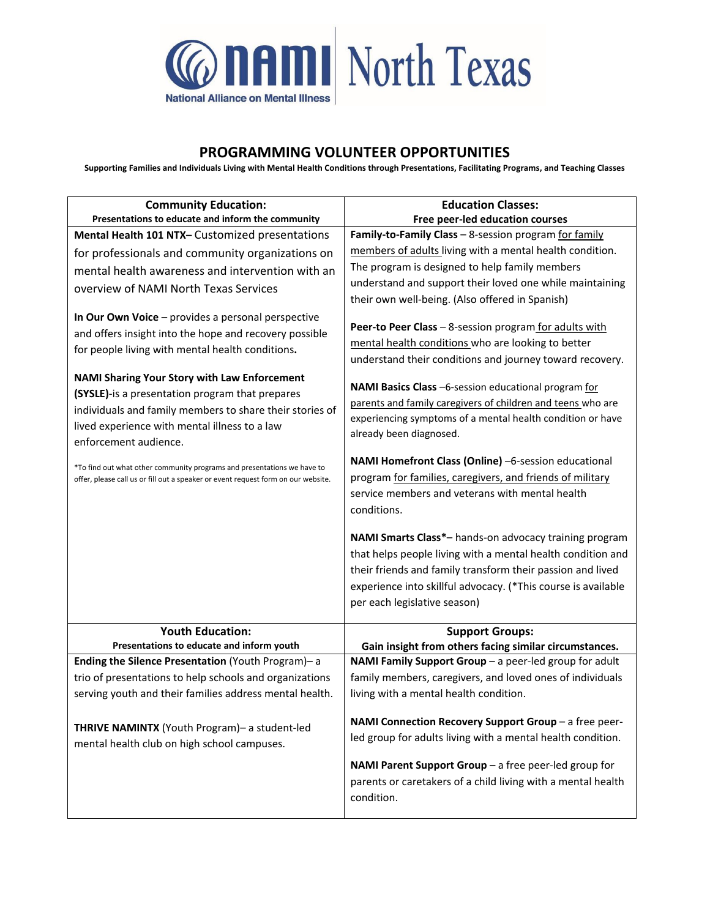NAMI North Texas

National Alliance on Mental Illness

# PROGRAMMING VOLUNTEER OPPORTUNITIES

**Supporting Families and Individuals Living with Mental Health Conditions through Presentations, Facilitating Programs, and Teaching Classes**

## Community Education:

**Presentations to educate and inform the community**

**Mental Health 101 NTX–** Customized presentations for professionals and community organizations on mental health awareness and intervention with an overview of NAMI North Texas Services

**In Our Own Voice** – provides a personal perspective and offers insight into the hope and recovery possible for people living with mental health conditions**.**

**NAMI Sharing Your Story with Law Enforcement (SYSLE)**-is a presentation program that prepares individuals and family members to share their stories of lived experience with mental illness to a law enforcement audience.

*To find out what other community programs and presentations we have to offer, please call us or fill out a speaker or event request form on our website.

## Education Classes:

**Free peer-led education courses**

**Family-to-Family Class** – 8-session program for family members of adults living with a mental health condition. The program is designed to help family members understand and support their loved one while maintaining their own well-being. (Also offered in Spanish)

**Peer-to Peer Class** – 8-session program for adults with mental health conditions who are looking to better understand their conditions and journey toward recovery.

**NAMI Basics Class** –6-session educational program for parents and family caregivers of children and teens who are experiencing symptoms of a mental health condition or have already been diagnosed.

**NAMI Homefront Class (Online)** –6-session educational program for families, caregivers, and friends of military service members and veterans with mental health conditions.

**NAMI Smarts Class***– hands-on advocacy training program that helps people living with a mental health condition and their friends and family transform their passion and lived experience into skillful advocacy. (*This course is available per each legislative season)

## Youth Education:

**Presentations to educate and inform youth**

**Ending the Silence Presentation** (Youth Program)– a trio of presentations to help schools and organizations serving youth and their families address mental health.

**THRIVE NAMINTX** (Youth Program)– a student-led mental health club on high school campuses.

## Support Groups:

**Gain insight from others facing similar circumstances.**

**NAMI Family Support Group** – a peer-led group for adult family members, caregivers, and loved ones of individuals living with a mental health condition.

**NAMI Connection Recovery Support Group** – a free peer-led group for adults living with a mental health condition.

**NAMI Parent Support Group** – a free peer-led group for parents or caretakers of a child living with a mental health condition.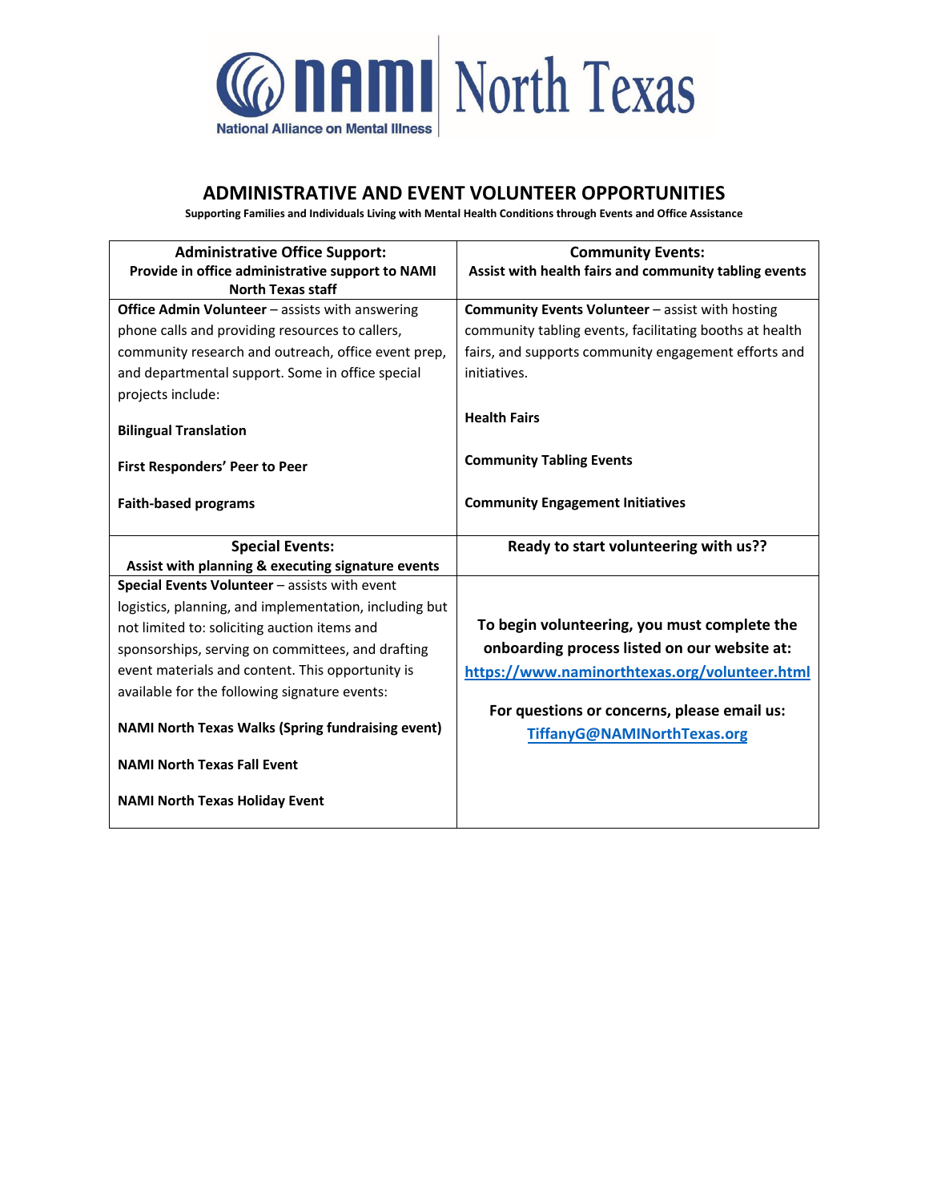NAMI North Texas
National Alliance on Mental Illness

# ADMINISTRATIVE AND EVENT VOLUNTEER OPPORTUNITIES

**Supporting Families and Individuals Living with Mental Health Conditions through Events and Office Assistance**

| **Administrative Office Support:** **Provide in office administrative support to NAMI North Texas staff** | **Community Events:** **Assist with health fairs and community tabling events** |
|---|---|
| **Office Admin Volunteer** – assists with answering phone calls and providing resources to callers, community research and outreach, office event prep, and departmental support. Some in office special projects include:<br><br>**Bilingual Translation**<br><br>**First Responders' Peer to Peer**<br><br>**Faith-based programs** | **Community Events Volunteer** – assist with hosting community tabling events, facilitating booths at health fairs, and supports community engagement efforts and initiatives.<br><br>**Health Fairs**<br><br>**Community Tabling Events**<br><br>**Community Engagement Initiatives** |
| **Special Events:** **Assist with planning & executing signature events** | **Ready to start volunteering with us??** |
| **Special Events Volunteer** – assists with event logistics, planning, and implementation, including but not limited to: soliciting auction items and sponsorships, serving on committees, and drafting event materials and content. This opportunity is available for the following signature events:<br><br>**NAMI North Texas Walks (Spring fundraising event)**<br><br>**NAMI North Texas Fall Event**<br><br>**NAMI North Texas Holiday Event** | **To begin volunteering, you must complete the onboarding process listed on our website at:** **https://www.naminorthtexas.org/volunteer.html**<br><br>**For questions or concerns, please email us:** **TiffanyG@NAMINorthTexas.org** |